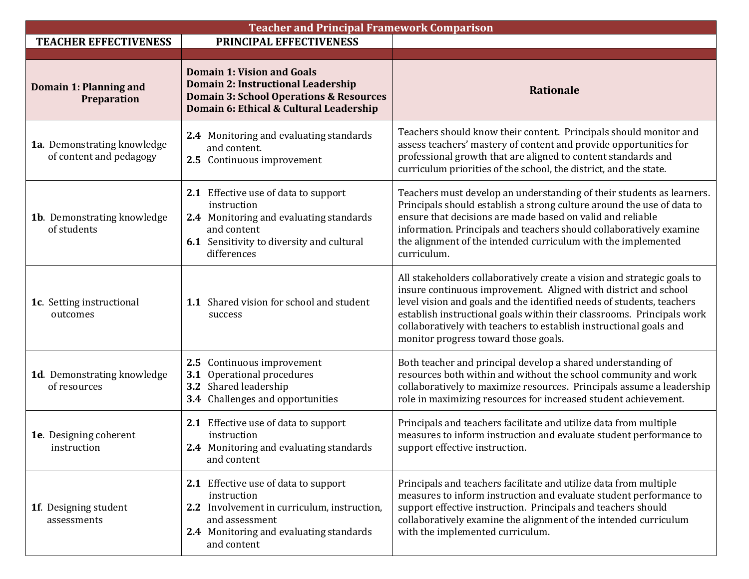## Teacher and Principal Framework Comparison

| TEACHER EFFECTIVENESS | PRINCIPAL EFFECTIVENESS | |
|---|---|---|
| | | |
| **Domain 1: Planning and Preparation** | **Domain 1: Vision and Goals**<br>**Domain 2: Instructional Leadership**<br>**Domain 3: School Operations & Resources**<br>**Domain 6: Ethical & Cultural Leadership** | **Rationale** |
| **1a**. Demonstrating knowledge of content and pedagogy | **2.4** Monitoring and evaluating standards and content.<br>**2.5** Continuous improvement | Teachers should know their content. Principals should monitor and assess teachers' mastery of content and provide opportunities for professional growth that are aligned to content standards and curriculum priorities of the school, the district, and the state. |
| **1b**. Demonstrating knowledge of students | **2.1** Effective use of data to support instruction<br>**2.4** Monitoring and evaluating standards and content<br>**6.1** Sensitivity to diversity and cultural differences | Teachers must develop an understanding of their students as learners. Principals should establish a strong culture around the use of data to ensure that decisions are made based on valid and reliable information. Principals and teachers should collaboratively examine the alignment of the intended curriculum with the implemented curriculum. |
| **1c**. Setting instructional outcomes | **1.1** Shared vision for school and student success | All stakeholders collaboratively create a vision and strategic goals to insure continuous improvement. Aligned with district and school level vision and goals and the identified needs of students, teachers establish instructional goals within their classrooms. Principals work collaboratively with teachers to establish instructional goals and monitor progress toward those goals. |
| **1d**. Demonstrating knowledge of resources | **2.5** Continuous improvement<br>**3.1** Operational procedures<br>**3.2** Shared leadership<br>**3.4** Challenges and opportunities | Both teacher and principal develop a shared understanding of resources both within and without the school community and work collaboratively to maximize resources. Principals assume a leadership role in maximizing resources for increased student achievement. |
| **1e**. Designing coherent instruction | **2.1** Effective use of data to support instruction<br>**2.4** Monitoring and evaluating standards and content | Principals and teachers facilitate and utilize data from multiple measures to inform instruction and evaluate student performance to support effective instruction. |
| **1f**. Designing student assessments | **2.1** Effective use of data to support instruction<br>**2.2** Involvement in curriculum, instruction, and assessment<br>**2.4** Monitoring and evaluating standards and content | Principals and teachers facilitate and utilize data from multiple measures to inform instruction and evaluate student performance to support effective instruction. Principals and teachers should collaboratively examine the alignment of the intended curriculum with the implemented curriculum. |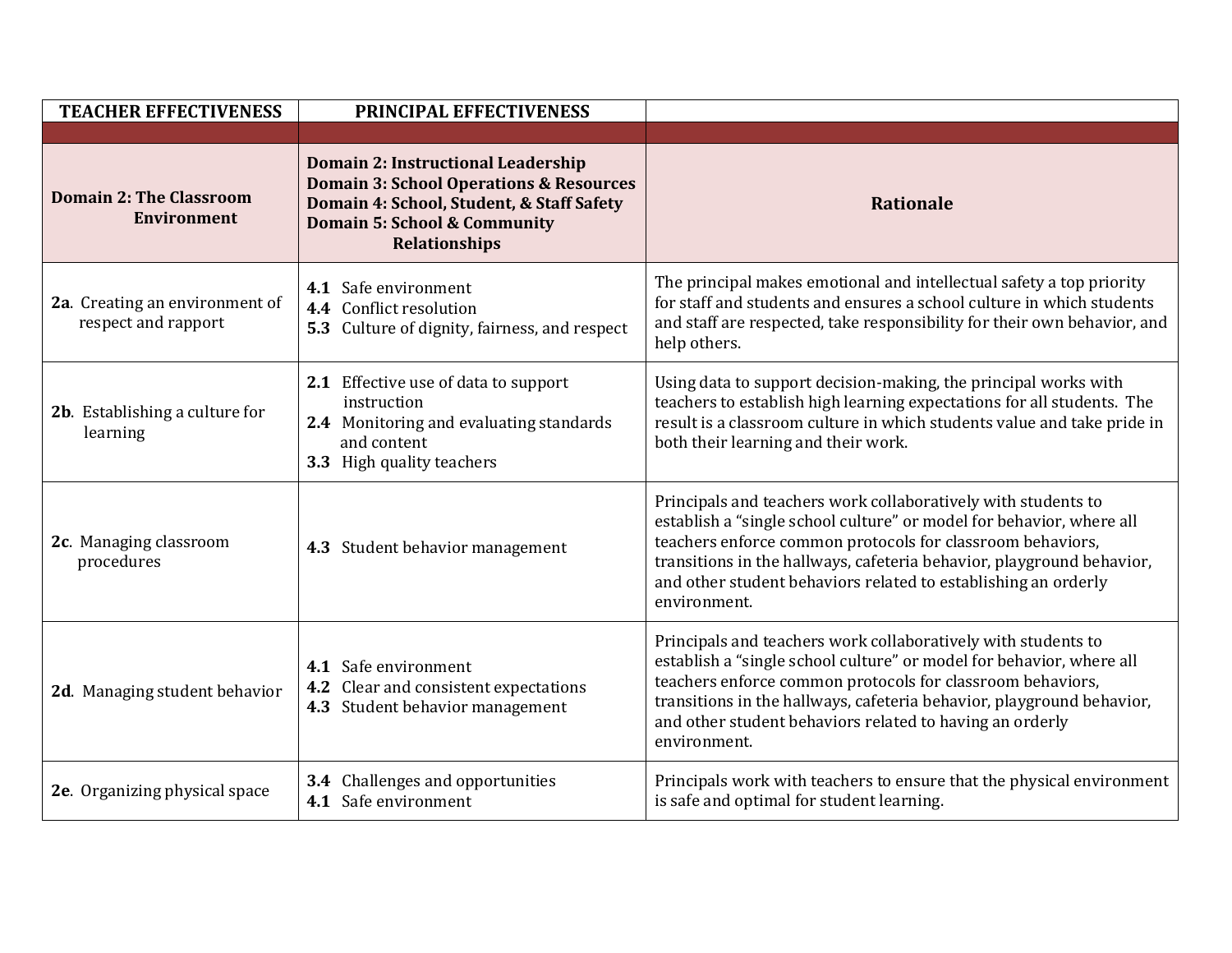| TEACHER EFFECTIVENESS | PRINCIPAL EFFECTIVENESS | |
|---|---|---|
| | | |
| **Domain 2: The Classroom Environment** | **Domain 2: Instructional Leadership**<br>**Domain 3: School Operations & Resources**<br>**Domain 4: School, Student, & Staff Safety**<br>**Domain 5: School & Community Relationships** | **Rationale** |
| **2a**. Creating an environment of respect and rapport | **4.1** Safe environment<br>**4.4** Conflict resolution<br>**5.3** Culture of dignity, fairness, and respect | The principal makes emotional and intellectual safety a top priority for staff and students and ensures a school culture in which students and staff are respected, take responsibility for their own behavior, and help others. |
| **2b**. Establishing a culture for learning | **2.1** Effective use of data to support instruction<br>**2.4** Monitoring and evaluating standards and content<br>**3.3** High quality teachers | Using data to support decision-making, the principal works with teachers to establish high learning expectations for all students. The result is a classroom culture in which students value and take pride in both their learning and their work. |
| **2c**. Managing classroom procedures | **4.3** Student behavior management | Principals and teachers work collaboratively with students to establish a "single school culture" or model for behavior, where all teachers enforce common protocols for classroom behaviors, transitions in the hallways, cafeteria behavior, playground behavior, and other student behaviors related to establishing an orderly environment. |
| **2d**. Managing student behavior | **4.1** Safe environment<br>**4.2** Clear and consistent expectations<br>**4.3** Student behavior management | Principals and teachers work collaboratively with students to establish a "single school culture" or model for behavior, where all teachers enforce common protocols for classroom behaviors, transitions in the hallways, cafeteria behavior, playground behavior, and other student behaviors related to having an orderly environment. |
| **2e**. Organizing physical space | **3.4** Challenges and opportunities<br>**4.1** Safe environment | Principals work with teachers to ensure that the physical environment is safe and optimal for student learning. |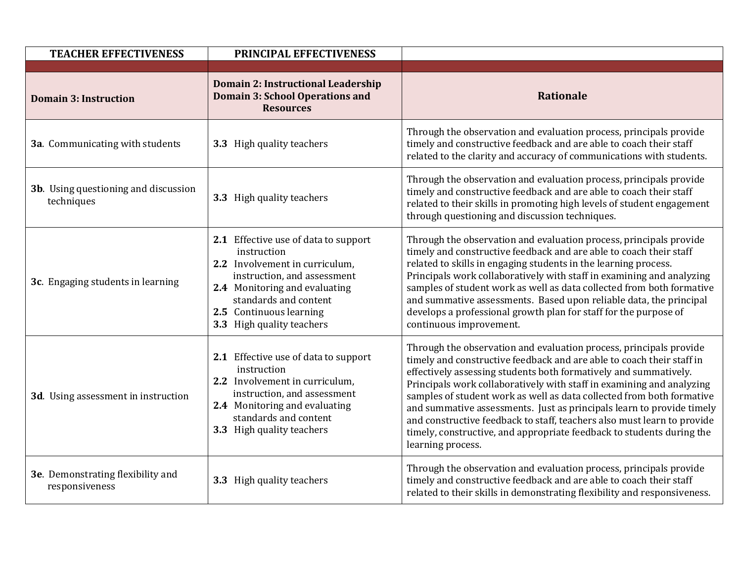| TEACHER EFFECTIVENESS | PRINCIPAL EFFECTIVENESS | |
|---|---|---|
| | | |
| **Domain 3: Instruction** | **Domain 2: Instructional Leadership**<br>**Domain 3: School Operations and Resources** | **Rationale** |
| **3a**. Communicating with students | **3.3** High quality teachers | Through the observation and evaluation process, principals provide timely and constructive feedback and are able to coach their staff related to the clarity and accuracy of communications with students. |
| **3b**. Using questioning and discussion techniques | **3.3** High quality teachers | Through the observation and evaluation process, principals provide timely and constructive feedback and are able to coach their staff related to their skills in promoting high levels of student engagement through questioning and discussion techniques. |
| **3c**. Engaging students in learning | **2.1** Effective use of data to support instruction<br>**2.2** Involvement in curriculum, instruction, and assessment<br>**2.4** Monitoring and evaluating standards and content<br>**2.5** Continuous learning<br>**3.3** High quality teachers | Through the observation and evaluation process, principals provide timely and constructive feedback and are able to coach their staff related to skills in engaging students in the learning process. Principals work collaboratively with staff in examining and analyzing samples of student work as well as data collected from both formative and summative assessments. Based upon reliable data, the principal develops a professional growth plan for staff for the purpose of continuous improvement. |
| **3d**. Using assessment in instruction | **2.1** Effective use of data to support instruction<br>**2.2** Involvement in curriculum, instruction, and assessment<br>**2.4** Monitoring and evaluating standards and content<br>**3.3** High quality teachers | Through the observation and evaluation process, principals provide timely and constructive feedback and are able to coach their staff in effectively assessing students both formatively and summatively. Principals work collaboratively with staff in examining and analyzing samples of student work as well as data collected from both formative and summative assessments. Just as principals learn to provide timely and constructive feedback to staff, teachers also must learn to provide timely, constructive, and appropriate feedback to students during the learning process. |
| **3e**. Demonstrating flexibility and responsiveness | **3.3** High quality teachers | Through the observation and evaluation process, principals provide timely and constructive feedback and are able to coach their staff related to their skills in demonstrating flexibility and responsiveness. |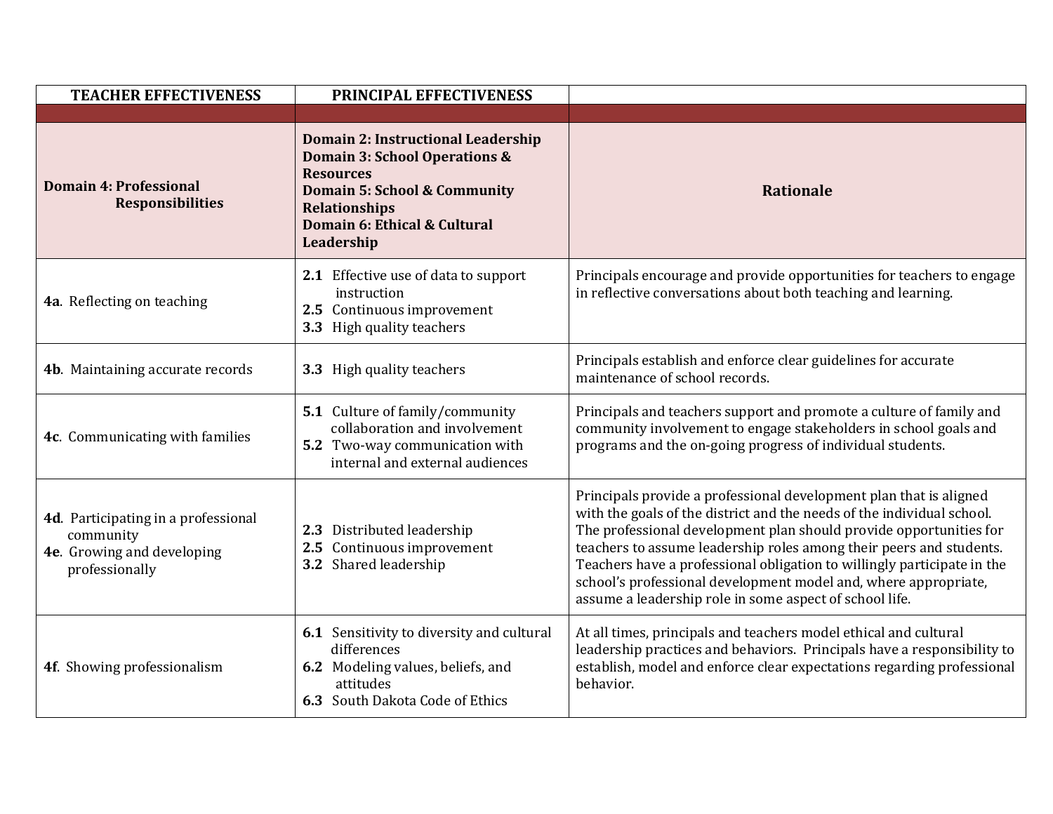| TEACHER EFFECTIVENESS | PRINCIPAL EFFECTIVENESS | |
|---|---|---|
| | | |
| **Domain 4: Professional Responsibilities** | **Domain 2: Instructional Leadership**<br>**Domain 3: School Operations & Resources**<br>**Domain 5: School & Community Relationships**<br>**Domain 6: Ethical & Cultural Leadership** | **Rationale** |
| **4a**. Reflecting on teaching | **2.1** Effective use of data to support instruction<br>**2.5** Continuous improvement<br>**3.3** High quality teachers | Principals encourage and provide opportunities for teachers to engage in reflective conversations about both teaching and learning. |
| **4b**. Maintaining accurate records | **3.3** High quality teachers | Principals establish and enforce clear guidelines for accurate maintenance of school records. |
| **4c**. Communicating with families | **5.1** Culture of family/community collaboration and involvement<br>**5.2** Two-way communication with internal and external audiences | Principals and teachers support and promote a culture of family and community involvement to engage stakeholders in school goals and programs and the on-going progress of individual students. |
| **4d**. Participating in a professional community<br>**4e**. Growing and developing professionally | **2.3** Distributed leadership<br>**2.5** Continuous improvement<br>**3.2** Shared leadership | Principals provide a professional development plan that is aligned with the goals of the district and the needs of the individual school. The professional development plan should provide opportunities for teachers to assume leadership roles among their peers and students. Teachers have a professional obligation to willingly participate in the school's professional development model and, where appropriate, assume a leadership role in some aspect of school life. |
| **4f**. Showing professionalism | **6.1** Sensitivity to diversity and cultural differences<br>**6.2** Modeling values, beliefs, and attitudes<br>**6.3** South Dakota Code of Ethics | At all times, principals and teachers model ethical and cultural leadership practices and behaviors. Principals have a responsibility to establish, model and enforce clear expectations regarding professional behavior. |